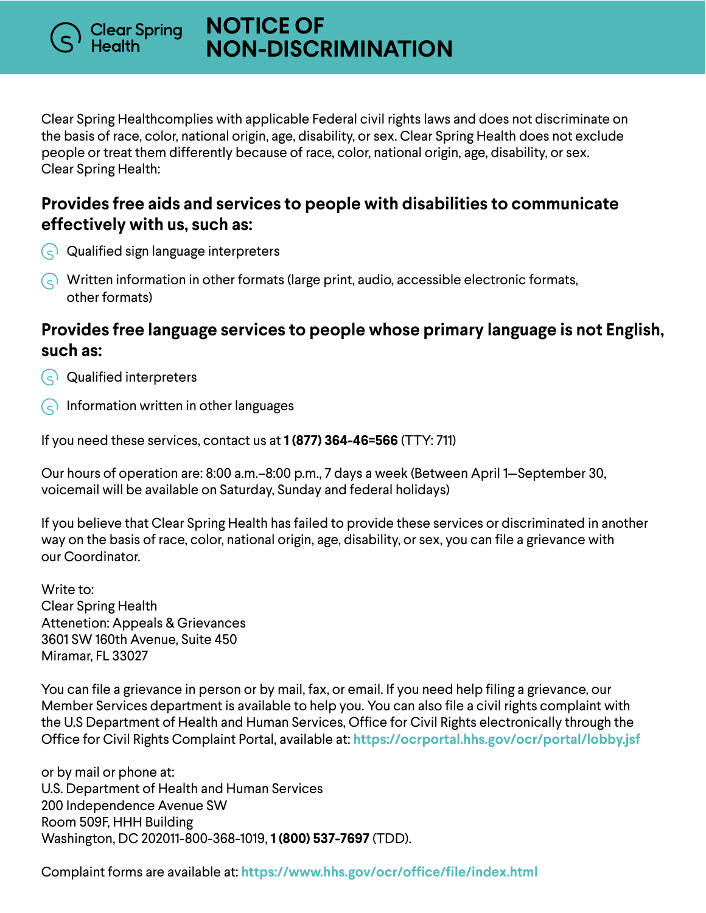Clear Spring Health

# NOTICE OF NON-DISCRIMINATION

Clear Spring Healthcomplies with applicable Federal civil rights laws and does not discriminate on the basis of race, color, national origin, age, disability, or sex. Clear Spring Health does not exclude people or treat them differently because of race, color, national origin, age, disability, or sex. Clear Spring Health:

## Provides free aids and services to people with disabilities to communicate effectively with us, such as:

- Qualified sign language interpreters
- Written information in other formats (large print, audio, accessible electronic formats, other formats)

## Provides free language services to people whose primary language is not English, such as:

- Qualified interpreters
- Information written in other languages

If you need these services, contact us at **1 (877) 364-46=566** (TTY: 711)

Our hours of operation are: 8:00 a.m.–8:00 p.m., 7 days a week (Between April 1—September 30, voicemail will be available on Saturday, Sunday and federal holidays)

If you believe that Clear Spring Health has failed to provide these services or discriminated in another way on the basis of race, color, national origin, age, disability, or sex, you can file a grievance with our Coordinator.

Write to:
Clear Spring Health
Attenetion: Appeals & Grievances
3601 SW 160th Avenue, Suite 450
Miramar, FL 33027

You can file a grievance in person or by mail, fax, or email. If you need help filing a grievance, our Member Services department is available to help you. You can also file a civil rights complaint with the U.S Department of Health and Human Services, Office for Civil Rights electronically through the Office for Civil Rights Complaint Portal, available at: **https://ocrportal.hhs.gov/ocr/portal/lobby.jsf**

or by mail or phone at:
U.S. Department of Health and Human Services
200 Independence Avenue SW
Room 509F, HHH Building
Washington, DC 202011-800-368-1019, **1 (800) 537-7697** (TDD).

Complaint forms are available at: **https://www.hhs.gov/ocr/office/file/index.html**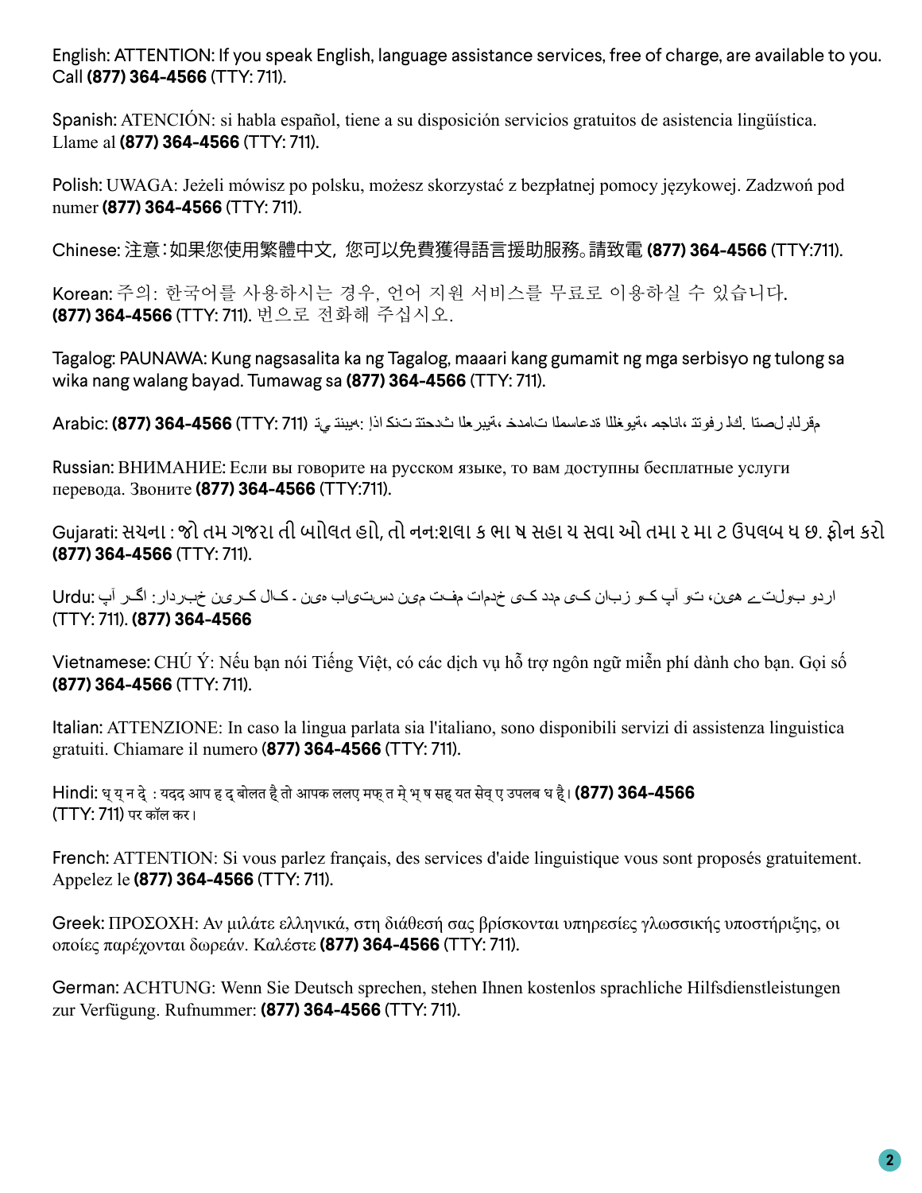English: ATTENTION: If you speak English, language assistance services, free of charge, are available to you. Call **(877) 364-4566** (TTY: 711).

Spanish: ATENCIÓN: si habla español, tiene a su disposición servicios gratuitos de asistencia lingüística. Llame al **(877) 364-4566** (TTY: 711).

Polish: UWAGA: Jeżeli mówisz po polsku, możesz skorzystać z bezpłatnej pomocy językowej. Zadzwoń pod numer **(877) 364-4566** (TTY: 711).

Chinese: 注意：如果您使用繁體中文，您可以免費獲得語言援助服務。請致電 **(877) 364-4566** (TTY:711).

Korean: 주의: 한국어를 사용하시는 경우, 언어 지원 서비스를 무료로 이용하실 수 있습니다. **(877) 364-4566** (TTY: 711). 번으로 전화해 주십시오.

Tagalog: PAUNAWA: Kung nagsasalita ka ng Tagalog, maaari kang gumamit ng mga serbisyo ng tulong sa wika nang walang bayad. Tumawag sa **(877) 364-4566** (TTY: 711).

Arabic: ملحوظة: إذا كنت تتحدث العربية، فإن خدمات المساعدة اللغوية تتوافر لك بالمجان. اتصل برقم **(877) 364-4566** (TTY: 711)

Russian: ВНИМАНИЕ: Если вы говорите на русском языке, то вам доступны бесплатные услуги перевода. Звоните **(877) 364-4566** (TTY:711).

Gujarati: સચના : જો તમ ગજરા તી બોલત હો, તો નન:શલા ક ભા ષ સહા ય સવા ઓ તમા ર મા ટ ઉપલબ ધ છ. ફોન કરો **(877) 364-4566** (TTY: 711).

Urdu: خبردار: اگر آپ اردو بولتے ہیں، تو آپ کو زبان کی مدد کی خدمات مفت میں دستیاب ہیں ۔ کال کریں (TTY: 711). **(877) 364-4566**

Vietnamese: CHÚ Ý: Nếu bạn nói Tiếng Việt, có các dịch vụ hỗ trợ ngôn ngữ miễn phí dành cho bạn. Gọi số **(877) 364-4566** (TTY: 711).

Italian: ATTENZIONE: In caso la lingua parlata sia l'italiano, sono disponibili servizi di assistenza linguistica gratuiti. Chiamare il numero **(877) 364-4566** (TTY: 711).

Hindi: ध् य् न दे : यदद आप ह द् बोलत है तो आपक ललए मफ् त मे् भ् ष सह् यत सेव् ए उपलब ध है। **(877) 364-4566** (TTY: 711) पर कॉल कर।

French: ATTENTION: Si vous parlez français, des services d'aide linguistique vous sont proposés gratuitement. Appelez le **(877) 364-4566** (TTY: 711).

Greek: ΠΡΟΣΟΧΗ: Αν μιλάτε ελληνικά, στη διάθεσή σας βρίσκονται υπηρεσίες γλωσσικής υποστήριξης, οι οποίες παρέχονται δωρεάν. Καλέστε **(877) 364-4566** (TTY: 711).

German: ACHTUNG: Wenn Sie Deutsch sprechen, stehen Ihnen kostenlos sprachliche Hilfsdienstleistungen zur Verfügung. Rufnummer: **(877) 364-4566** (TTY: 711).